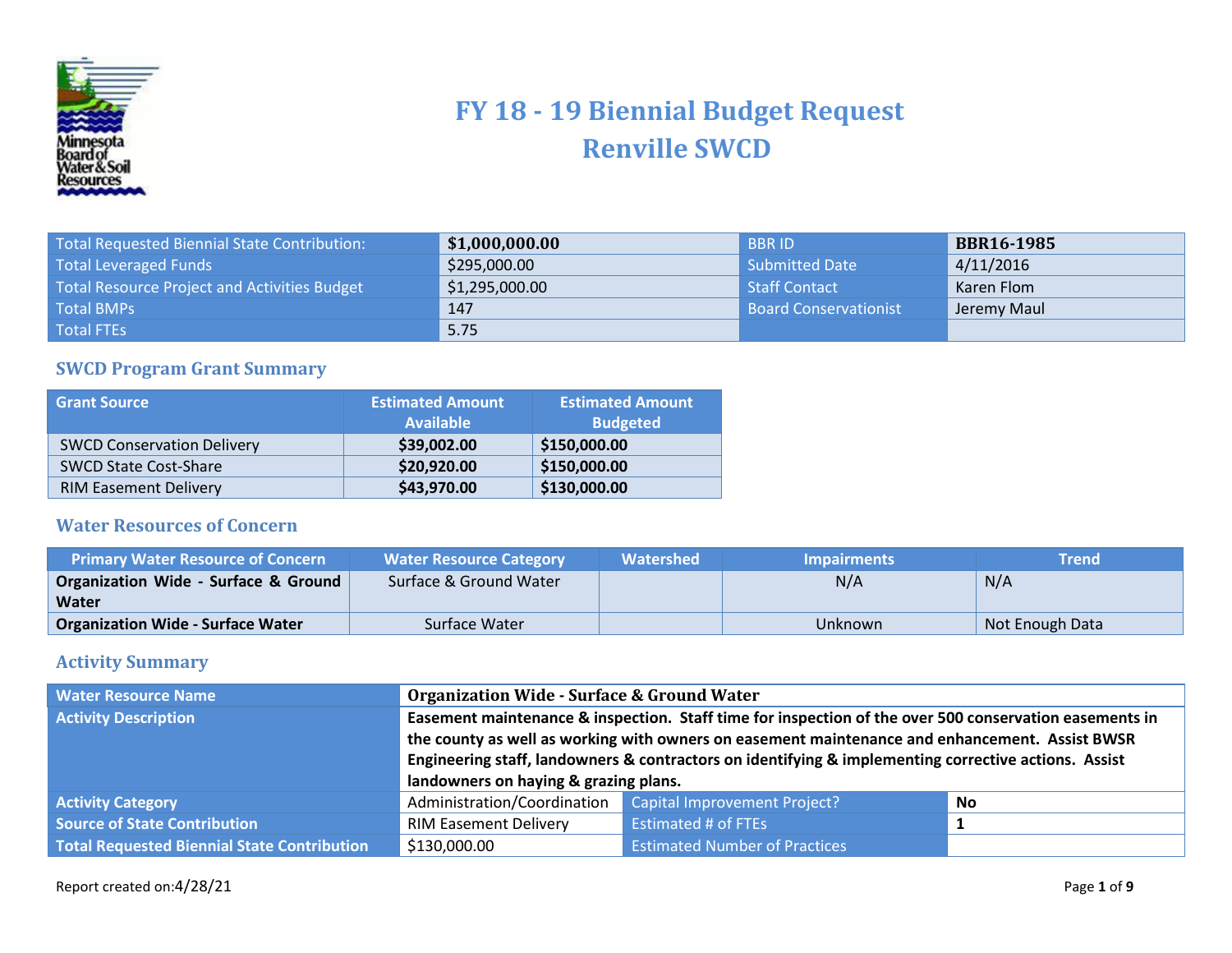# FY 18 - 19 Biennial Budget Request
# Renville SWCD

| | | | |
|---|---|---|---|
| Total Requested Biennial State Contribution: | **$1,000,000.00** | BBR ID | **BBR16-1985** |
| Total Leveraged Funds | $295,000.00 | Submitted Date | 4/11/2016 |
| Total Resource Project and Activities Budget | $1,295,000.00 | Staff Contact | Karen Flom |
| Total BMPs | 147 | Board Conservationist | Jeremy Maul |
| Total FTEs | 5.75 | | |

## SWCD Program Grant Summary

| Grant Source | Estimated Amount Available | Estimated Amount Budgeted |
|---|---|---|
| SWCD Conservation Delivery | **$39,002.00** | **$150,000.00** |
| SWCD State Cost-Share | **$20,920.00** | **$150,000.00** |
| RIM Easement Delivery | **$43,970.00** | **$130,000.00** |

## Water Resources of Concern

| Primary Water Resource of Concern | Water Resource Category | Watershed | Impairments | Trend |
|---|---|---|---|---|
| **Organization Wide - Surface & Ground Water** | Surface & Ground Water | | N/A | N/A |
| **Organization Wide - Surface Water** | Surface Water | | Unknown | Not Enough Data |

## Activity Summary

| | | | |
|---|---|---|---|
| Water Resource Name | **Organization Wide - Surface & Ground Water** | | |
| Activity Description | **Easement maintenance & inspection. Staff time for inspection of the over 500 conservation easements in the county as well as working with owners on easement maintenance and enhancement. Assist BWSR Engineering staff, landowners & contractors on identifying & implementing corrective actions. Assist landowners on haying & grazing plans.** | | |
| Activity Category | Administration/Coordination | Capital Improvement Project? | **No** |
| Source of State Contribution | RIM Easement Delivery | Estimated # of FTEs | **1** |
| Total Requested Biennial State Contribution | $130,000.00 | Estimated Number of Practices | |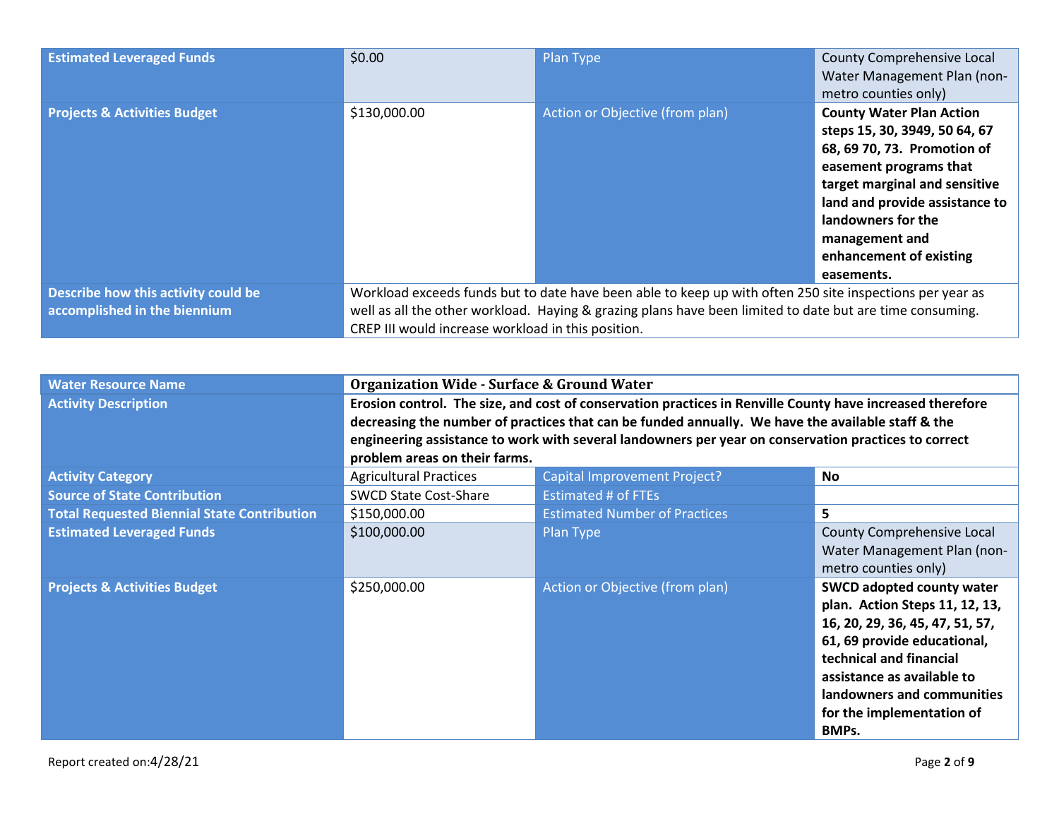| | | | |
|---|---|---|---|
| **Estimated Leveraged Funds** | $0.00 | Plan Type | County Comprehensive Local Water Management Plan (non-metro counties only) |
| **Projects & Activities Budget** | $130,000.00 | Action or Objective (from plan) | **County Water Plan Action steps 15, 30, 3949, 50 64, 67 68, 69 70, 73. Promotion of easement programs that target marginal and sensitive land and provide assistance to landowners for the management and enhancement of existing easements.** |
| **Describe how this activity could be accomplished in the biennium** | Workload exceeds funds but to date have been able to keep up with often 250 site inspections per year as well as all the other workload. Haying & grazing plans have been limited to date but are time consuming. CREP III would increase workload in this position. | | |

| | | | |
|---|---|---|---|
| **Water Resource Name** | **Organization Wide - Surface & Ground Water** | | |
| **Activity Description** | **Erosion control. The size, and cost of conservation practices in Renville County have increased therefore decreasing the number of practices that can be funded annually. We have the available staff & the engineering assistance to work with several landowners per year on conservation practices to correct problem areas on their farms.** | | |
| **Activity Category** | Agricultural Practices | Capital Improvement Project? | **No** |
| **Source of State Contribution** | SWCD State Cost-Share | Estimated # of FTEs | |
| **Total Requested Biennial State Contribution** | $150,000.00 | Estimated Number of Practices | **5** |
| **Estimated Leveraged Funds** | $100,000.00 | Plan Type | County Comprehensive Local Water Management Plan (non-metro counties only) |
| **Projects & Activities Budget** | $250,000.00 | Action or Objective (from plan) | **SWCD adopted county water plan. Action Steps 11, 12, 13, 16, 20, 29, 36, 45, 47, 51, 57, 61, 69 provide educational, technical and financial assistance as available to landowners and communities for the implementation of BMPs.** |

Report created on:4/28/21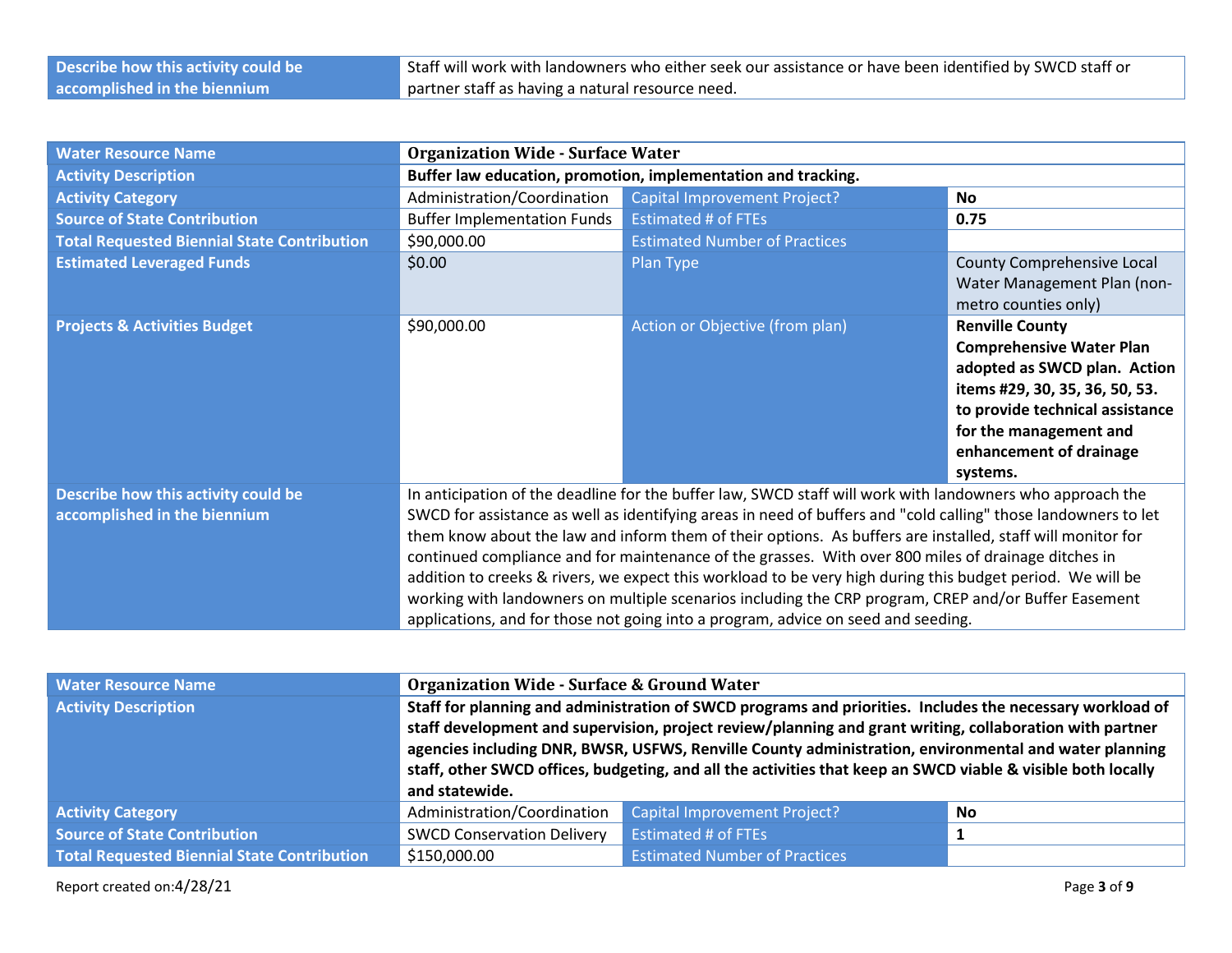| Describe how this activity could be accomplished in the biennium | Staff will work with landowners who either seek our assistance or have been identified by SWCD staff or partner staff as having a natural resource need. | | |
|---|---|---|---|

| Water Resource Name | **Organization Wide - Surface Water** | | |
|---|---|---|---|
| Activity Description | **Buffer law education, promotion, implementation and tracking.** | | |
| Activity Category | Administration/Coordination | Capital Improvement Project? | **No** |
| Source of State Contribution | Buffer Implementation Funds | Estimated # of FTEs | **0.75** |
| Total Requested Biennial State Contribution | $90,000.00 | Estimated Number of Practices | |
| Estimated Leveraged Funds | $0.00 | Plan Type | County Comprehensive Local Water Management Plan (non-metro counties only) |
| Projects & Activities Budget | $90,000.00 | Action or Objective (from plan) | **Renville County Comprehensive Water Plan adopted as SWCD plan. Action items #29, 30, 35, 36, 50, 53. to provide technical assistance for the management and enhancement of drainage systems.** |
| Describe how this activity could be accomplished in the biennium | In anticipation of the deadline for the buffer law, SWCD staff will work with landowners who approach the SWCD for assistance as well as identifying areas in need of buffers and "cold calling" those landowners to let them know about the law and inform them of their options. As buffers are installed, staff will monitor for continued compliance and for maintenance of the grasses. With over 800 miles of drainage ditches in addition to creeks & rivers, we expect this workload to be very high during this budget period. We will be working with landowners on multiple scenarios including the CRP program, CREP and/or Buffer Easement applications, and for those not going into a program, advice on seed and seeding. | | |

| Water Resource Name | **Organization Wide - Surface & Ground Water** | | |
|---|---|---|---|
| Activity Description | **Staff for planning and administration of SWCD programs and priorities. Includes the necessary workload of staff development and supervision, project review/planning and grant writing, collaboration with partner agencies including DNR, BWSR, USFWS, Renville County administration, environmental and water planning staff, other SWCD offices, budgeting, and all the activities that keep an SWCD viable & visible both locally and statewide.** | | |
| Activity Category | Administration/Coordination | Capital Improvement Project? | **No** |
| Source of State Contribution | SWCD Conservation Delivery | Estimated # of FTEs | **1** |
| Total Requested Biennial State Contribution | $150,000.00 | Estimated Number of Practices | |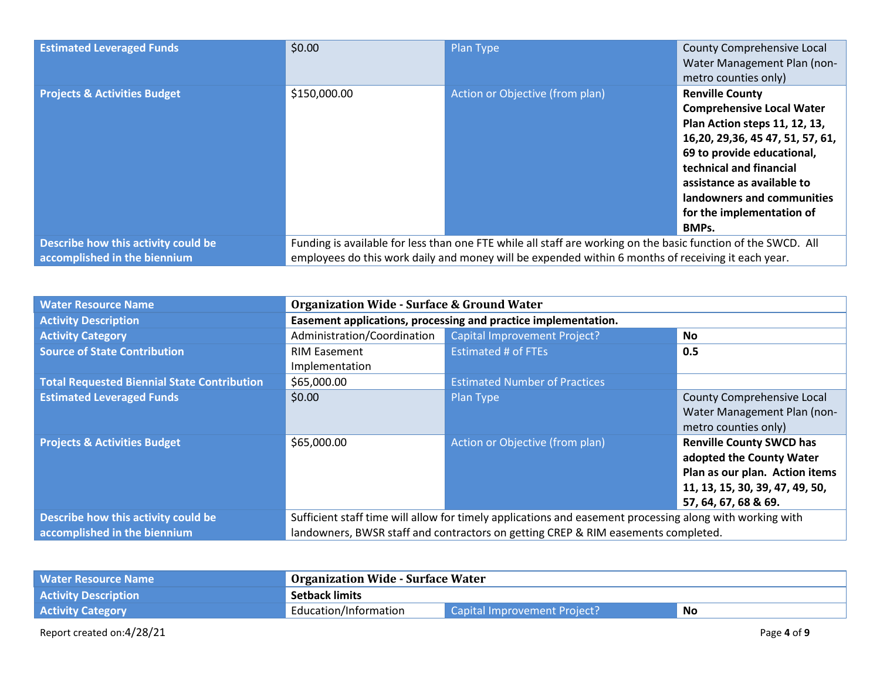| | | | |
|---|---|---|---|
| **Estimated Leveraged Funds** | $0.00 | Plan Type | County Comprehensive Local Water Management Plan (non-metro counties only) |
| **Projects & Activities Budget** | $150,000.00 | Action or Objective (from plan) | **Renville County Comprehensive Local Water Plan Action steps 11, 12, 13, 16,20, 29,36, 45 47, 51, 57, 61, 69 to provide educational, technical and financial assistance as available to landowners and communities for the implementation of BMPs.** |
| **Describe how this activity could be accomplished in the biennium** | Funding is available for less than one FTE while all staff are working on the basic function of the SWCD. All employees do this work daily and money will be expended within 6 months of receiving it each year. | | |

| | | | |
|---|---|---|---|
| **Water Resource Name** | **Organization Wide - Surface & Ground Water** | | |
| **Activity Description** | **Easement applications, processing and practice implementation.** | | |
| **Activity Category** | Administration/Coordination | Capital Improvement Project? | **No** |
| **Source of State Contribution** | RIM Easement Implementation | Estimated # of FTEs | **0.5** |
| **Total Requested Biennial State Contribution** | $65,000.00 | Estimated Number of Practices | |
| **Estimated Leveraged Funds** | $0.00 | Plan Type | County Comprehensive Local Water Management Plan (non-metro counties only) |
| **Projects & Activities Budget** | $65,000.00 | Action or Objective (from plan) | **Renville County SWCD has adopted the County Water Plan as our plan. Action items 11, 13, 15, 30, 39, 47, 49, 50, 57, 64, 67, 68 & 69.** |
| **Describe how this activity could be accomplished in the biennium** | Sufficient staff time will allow for timely applications and easement processing along with working with landowners, BWSR staff and contractors on getting CREP & RIM easements completed. | | |

| | | | |
|---|---|---|---|
| **Water Resource Name** | **Organization Wide - Surface Water** | | |
| **Activity Description** | **Setback limits** | | |
| **Activity Category** | Education/Information | Capital Improvement Project? | **No** |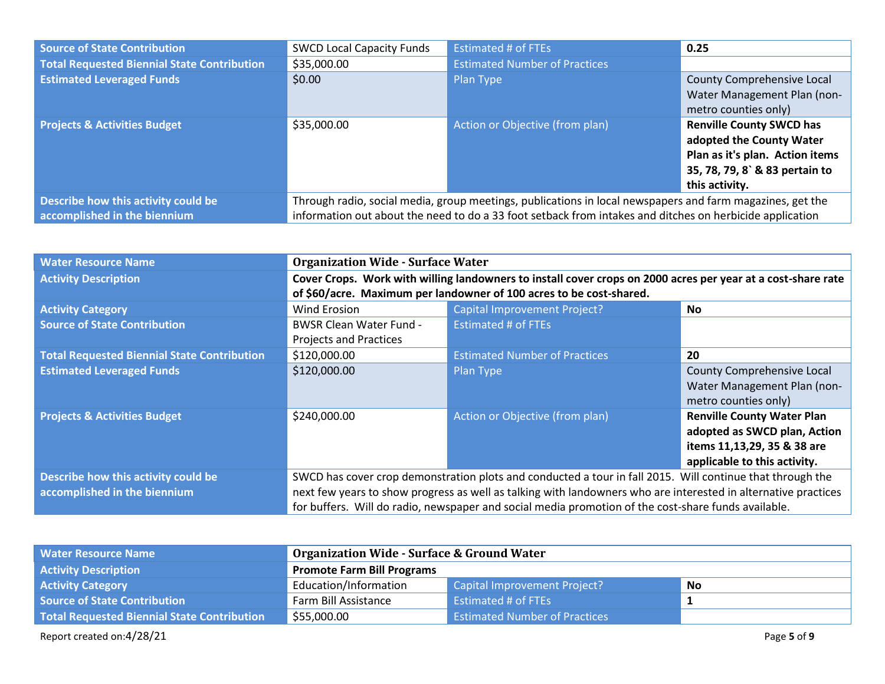| | | | |
|---|---|---|---|
| **Source of State Contribution** | SWCD Local Capacity Funds | Estimated # of FTEs | **0.25** |
| **Total Requested Biennial State Contribution** | $35,000.00 | Estimated Number of Practices | |
| **Estimated Leveraged Funds** | $0.00 | Plan Type | County Comprehensive Local Water Management Plan (non-metro counties only) |
| **Projects & Activities Budget** | $35,000.00 | Action or Objective (from plan) | **Renville County SWCD has adopted the County Water Plan as it's plan. Action items 35, 78, 79, 8` & 83 pertain to this activity.** |
| **Describe how this activity could be accomplished in the biennium** | Through radio, social media, group meetings, publications in local newspapers and farm magazines, get the information out about the need to do a 33 foot setback from intakes and ditches on herbicide application | | |

| | | | |
|---|---|---|---|
| **Water Resource Name** | **Organization Wide - Surface Water** | | |
| **Activity Description** | **Cover Crops. Work with willing landowners to install cover crops on 2000 acres per year at a cost-share rate of $60/acre. Maximum per landowner of 100 acres to be cost-shared.** | | |
| **Activity Category** | Wind Erosion | Capital Improvement Project? | **No** |
| **Source of State Contribution** | BWSR Clean Water Fund - Projects and Practices | Estimated # of FTEs | |
| **Total Requested Biennial State Contribution** | $120,000.00 | Estimated Number of Practices | **20** |
| **Estimated Leveraged Funds** | $120,000.00 | Plan Type | County Comprehensive Local Water Management Plan (non-metro counties only) |
| **Projects & Activities Budget** | $240,000.00 | Action or Objective (from plan) | **Renville County Water Plan adopted as SWCD plan, Action items 11,13,29, 35 & 38 are applicable to this activity.** |
| **Describe how this activity could be accomplished in the biennium** | SWCD has cover crop demonstration plots and conducted a tour in fall 2015. Will continue that through the next few years to show progress as well as talking with landowners who are interested in alternative practices for buffers. Will do radio, newspaper and social media promotion of the cost-share funds available. | | |

| | | | |
|---|---|---|---|
| **Water Resource Name** | **Organization Wide - Surface & Ground Water** | | |
| **Activity Description** | **Promote Farm Bill Programs** | | |
| **Activity Category** | Education/Information | Capital Improvement Project? | **No** |
| **Source of State Contribution** | Farm Bill Assistance | Estimated # of FTEs | **1** |
| **Total Requested Biennial State Contribution** | $55,000.00 | Estimated Number of Practices | |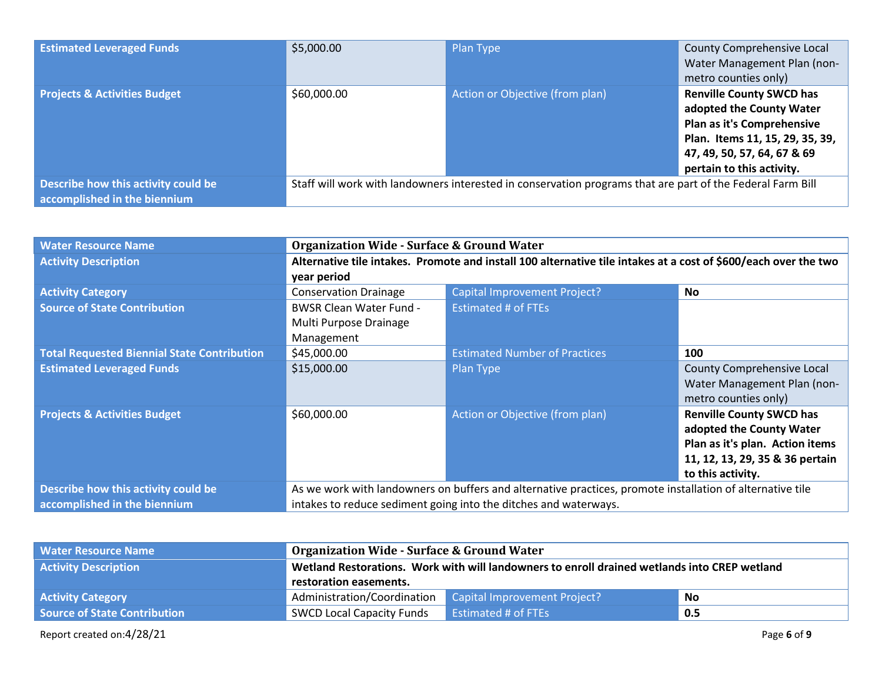| | | | |
|---|---|---|---|
| **Estimated Leveraged Funds** | $5,000.00 | Plan Type | County Comprehensive Local Water Management Plan (non-metro counties only) |
| **Projects & Activities Budget** | $60,000.00 | Action or Objective (from plan) | **Renville County SWCD has adopted the County Water Plan as it's Comprehensive Plan. Items 11, 15, 29, 35, 39, 47, 49, 50, 57, 64, 67 & 69 pertain to this activity.** |
| **Describe how this activity could be accomplished in the biennium** | Staff will work with landowners interested in conservation programs that are part of the Federal Farm Bill | | |

| | | | |
|---|---|---|---|
| **Water Resource Name** | **Organization Wide - Surface & Ground Water** | | |
| **Activity Description** | **Alternative tile intakes. Promote and install 100 alternative tile intakes at a cost of $600/each over the two year period** | | |
| **Activity Category** | Conservation Drainage | Capital Improvement Project? | **No** |
| **Source of State Contribution** | BWSR Clean Water Fund - Multi Purpose Drainage Management | Estimated # of FTEs | |
| **Total Requested Biennial State Contribution** | $45,000.00 | Estimated Number of Practices | **100** |
| **Estimated Leveraged Funds** | $15,000.00 | Plan Type | County Comprehensive Local Water Management Plan (non-metro counties only) |
| **Projects & Activities Budget** | $60,000.00 | Action or Objective (from plan) | **Renville County SWCD has adopted the County Water Plan as it's plan. Action items 11, 12, 13, 29, 35 & 36 pertain to this activity.** |
| **Describe how this activity could be accomplished in the biennium** | As we work with landowners on buffers and alternative practices, promote installation of alternative tile intakes to reduce sediment going into the ditches and waterways. | | |

| | | | |
|---|---|---|---|
| **Water Resource Name** | **Organization Wide - Surface & Ground Water** | | |
| **Activity Description** | **Wetland Restorations. Work with will landowners to enroll drained wetlands into CREP wetland restoration easements.** | | |
| **Activity Category** | Administration/Coordination | Capital Improvement Project? | **No** |
| **Source of State Contribution** | SWCD Local Capacity Funds | Estimated # of FTEs | **0.5** |

Report created on:4/28/21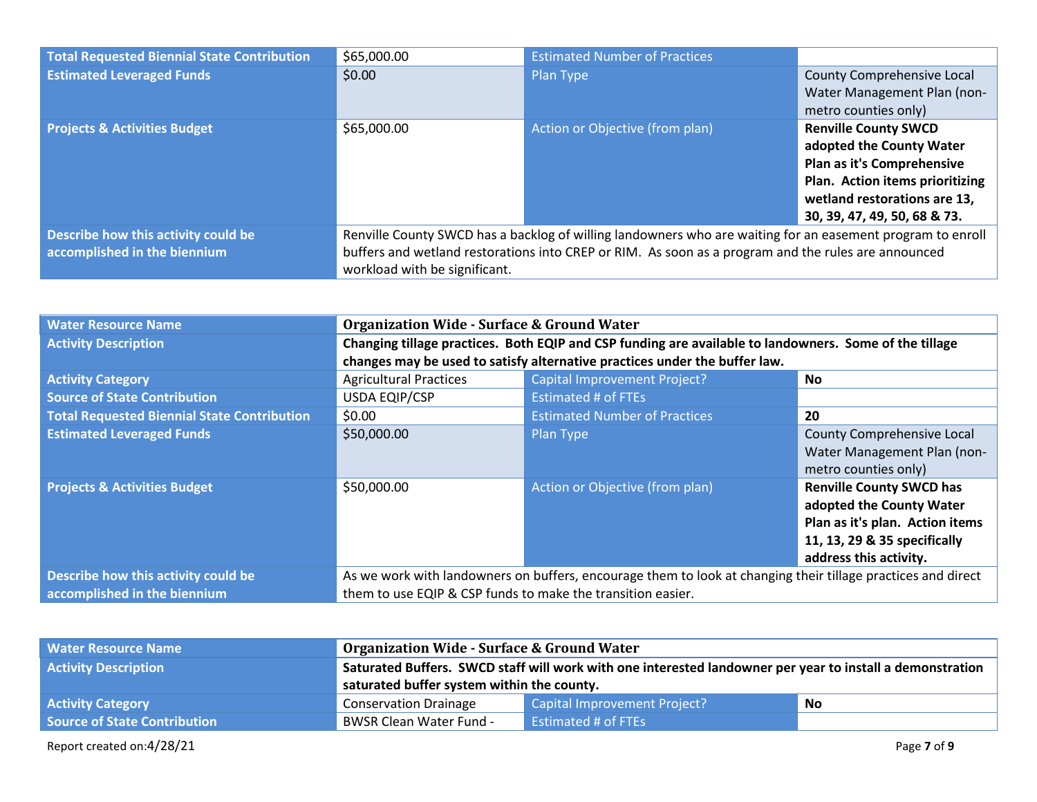| | | | |
|---|---|---|---|
| **Total Requested Biennial State Contribution** | $65,000.00 | Estimated Number of Practices | |
| **Estimated Leveraged Funds** | $0.00 | Plan Type | County Comprehensive Local Water Management Plan (non-metro counties only) |
| **Projects & Activities Budget** | $65,000.00 | Action or Objective (from plan) | **Renville County SWCD adopted the County Water Plan as it's Comprehensive Plan. Action items prioritizing wetland restorations are 13, 30, 39, 47, 49, 50, 68 & 73.** |
| **Describe how this activity could be accomplished in the biennium** | Renville County SWCD has a backlog of willing landowners who are waiting for an easement program to enroll buffers and wetland restorations into CREP or RIM. As soon as a program and the rules are announced workload with be significant. | | |

| | | | |
|---|---|---|---|
| **Water Resource Name** | **Organization Wide - Surface & Ground Water** | | |
| **Activity Description** | **Changing tillage practices. Both EQIP and CSP funding are available to landowners. Some of the tillage changes may be used to satisfy alternative practices under the buffer law.** | | |
| **Activity Category** | Agricultural Practices | Capital Improvement Project? | **No** |
| **Source of State Contribution** | USDA EQIP/CSP | Estimated # of FTEs | |
| **Total Requested Biennial State Contribution** | $0.00 | Estimated Number of Practices | **20** |
| **Estimated Leveraged Funds** | $50,000.00 | Plan Type | County Comprehensive Local Water Management Plan (non-metro counties only) |
| **Projects & Activities Budget** | $50,000.00 | Action or Objective (from plan) | **Renville County SWCD has adopted the County Water Plan as it's plan. Action items 11, 13, 29 & 35 specifically address this activity.** |
| **Describe how this activity could be accomplished in the biennium** | As we work with landowners on buffers, encourage them to look at changing their tillage practices and direct them to use EQIP & CSP funds to make the transition easier. | | |

| | | | |
|---|---|---|---|
| **Water Resource Name** | **Organization Wide - Surface & Ground Water** | | |
| **Activity Description** | **Saturated Buffers. SWCD staff will work with one interested landowner per year to install a demonstration saturated buffer system within the county.** | | |
| **Activity Category** | Conservation Drainage | Capital Improvement Project? | **No** |
| **Source of State Contribution** | BWSR Clean Water Fund - | Estimated # of FTEs | |

Report created on:4/28/21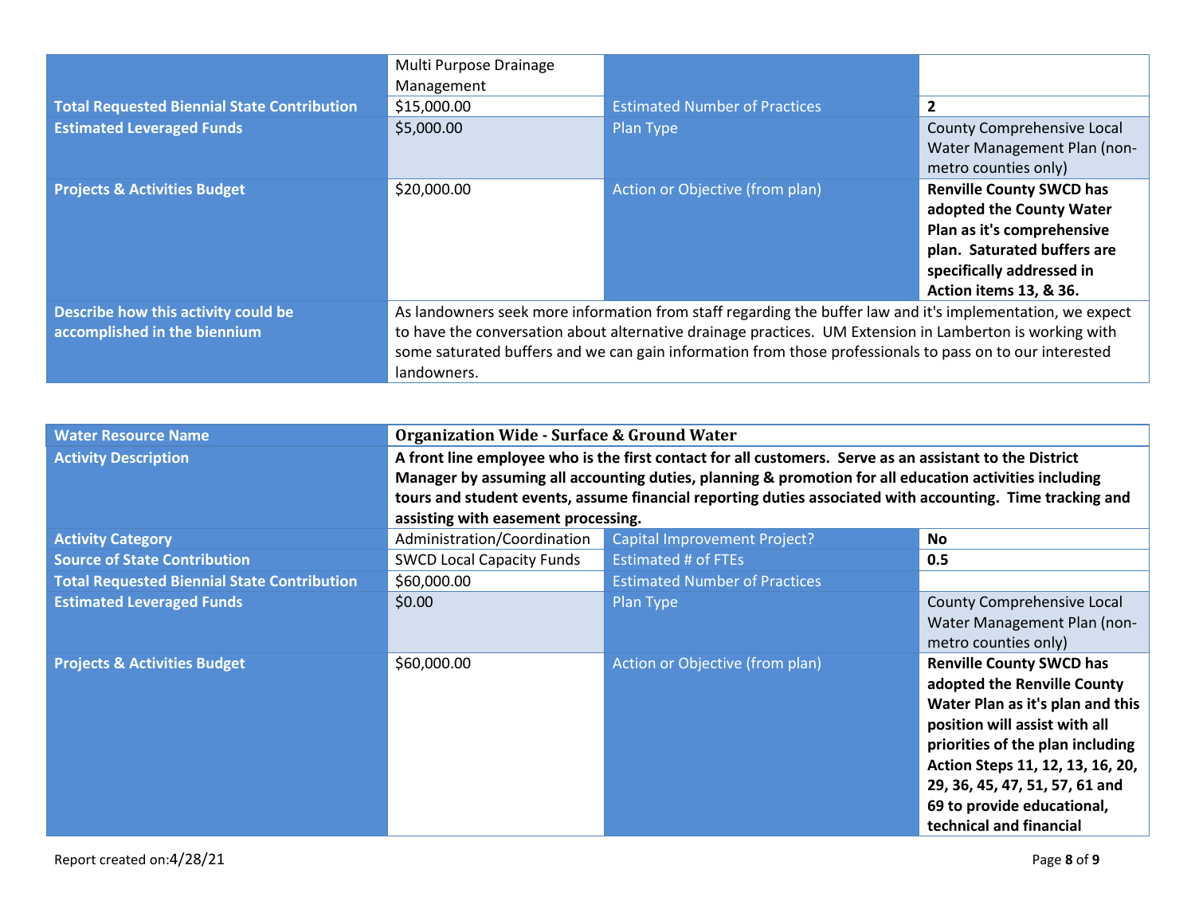| | | | |
|---|---|---|---|
| | Multi Purpose Drainage Management | | |
| **Total Requested Biennial State Contribution** | $15,000.00 | Estimated Number of Practices | **2** |
| **Estimated Leveraged Funds** | $5,000.00 | Plan Type | County Comprehensive Local Water Management Plan (non-metro counties only) |
| **Projects & Activities Budget** | $20,000.00 | Action or Objective (from plan) | **Renville County SWCD has adopted the County Water Plan as it's comprehensive plan. Saturated buffers are specifically addressed in Action items 13, & 36.** |
| **Describe how this activity could be accomplished in the biennium** | As landowners seek more information from staff regarding the buffer law and it's implementation, we expect to have the conversation about alternative drainage practices. UM Extension in Lamberton is working with some saturated buffers and we can gain information from those professionals to pass on to our interested landowners. | | |

| | | | |
|---|---|---|---|
| **Water Resource Name** | **Organization Wide - Surface & Ground Water** | | |
| **Activity Description** | **A front line employee who is the first contact for all customers. Serve as an assistant to the District Manager by assuming all accounting duties, planning & promotion for all education activities including tours and student events, assume financial reporting duties associated with accounting. Time tracking and assisting with easement processing.** | | |
| **Activity Category** | Administration/Coordination | Capital Improvement Project? | **No** |
| **Source of State Contribution** | SWCD Local Capacity Funds | Estimated # of FTEs | **0.5** |
| **Total Requested Biennial State Contribution** | $60,000.00 | Estimated Number of Practices | |
| **Estimated Leveraged Funds** | $0.00 | Plan Type | County Comprehensive Local Water Management Plan (non-metro counties only) |
| **Projects & Activities Budget** | $60,000.00 | Action or Objective (from plan) | **Renville County SWCD has adopted the Renville County Water Plan as it's plan and this position will assist with all priorities of the plan including Action Steps 11, 12, 13, 16, 20, 29, 36, 45, 47, 51, 57, 61 and 69 to provide educational, technical and financial** |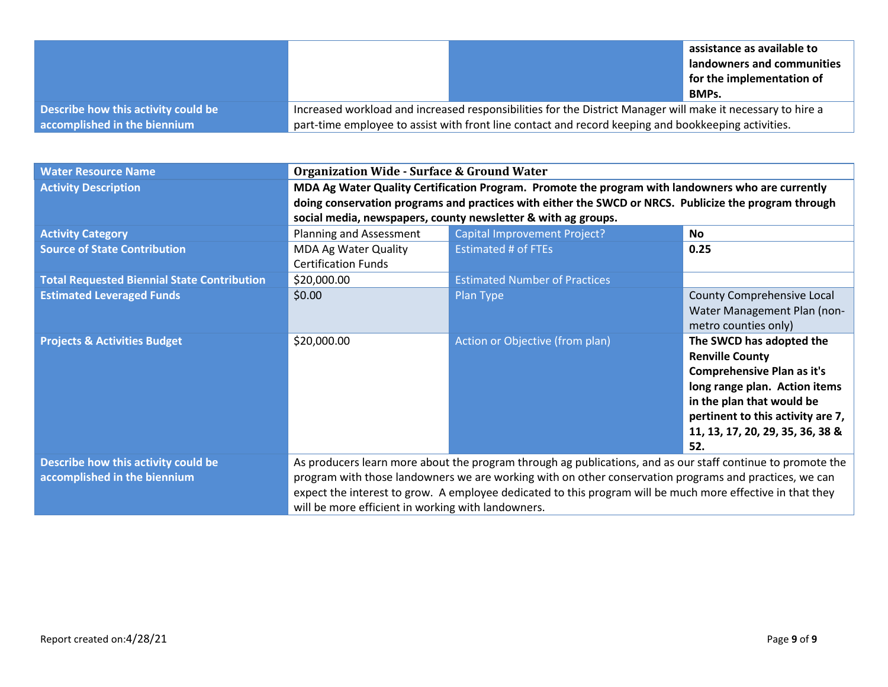| | | | |
|---|---|---|---|
| | | | **assistance as available to landowners and communities for the implementation of BMPs.** |
| **Describe how this activity could be accomplished in the biennium** | Increased workload and increased responsibilities for the District Manager will make it necessary to hire a part-time employee to assist with front line contact and record keeping and bookkeeping activities. | | |

| | | | |
|---|---|---|---|
| **Water Resource Name** | **Organization Wide - Surface & Ground Water** | | |
| **Activity Description** | **MDA Ag Water Quality Certification Program. Promote the program with landowners who are currently doing conservation programs and practices with either the SWCD or NRCS. Publicize the program through social media, newspapers, county newsletter & with ag groups.** | | |
| **Activity Category** | Planning and Assessment | Capital Improvement Project? | **No** |
| **Source of State Contribution** | MDA Ag Water Quality Certification Funds | Estimated # of FTEs | **0.25** |
| **Total Requested Biennial State Contribution** | $20,000.00 | Estimated Number of Practices | |
| **Estimated Leveraged Funds** | $0.00 | Plan Type | County Comprehensive Local Water Management Plan (non-metro counties only) |
| **Projects & Activities Budget** | $20,000.00 | Action or Objective (from plan) | **The SWCD has adopted the Renville County Comprehensive Plan as it's long range plan. Action items in the plan that would be pertinent to this activity are 7, 11, 13, 17, 20, 29, 35, 36, 38 & 52.** |
| **Describe how this activity could be accomplished in the biennium** | As producers learn more about the program through ag publications, and as our staff continue to promote the program with those landowners we are working with on other conservation programs and practices, we can expect the interest to grow. A employee dedicated to this program will be much more effective in that they will be more efficient in working with landowners. | | |

Report created on:4/28/21